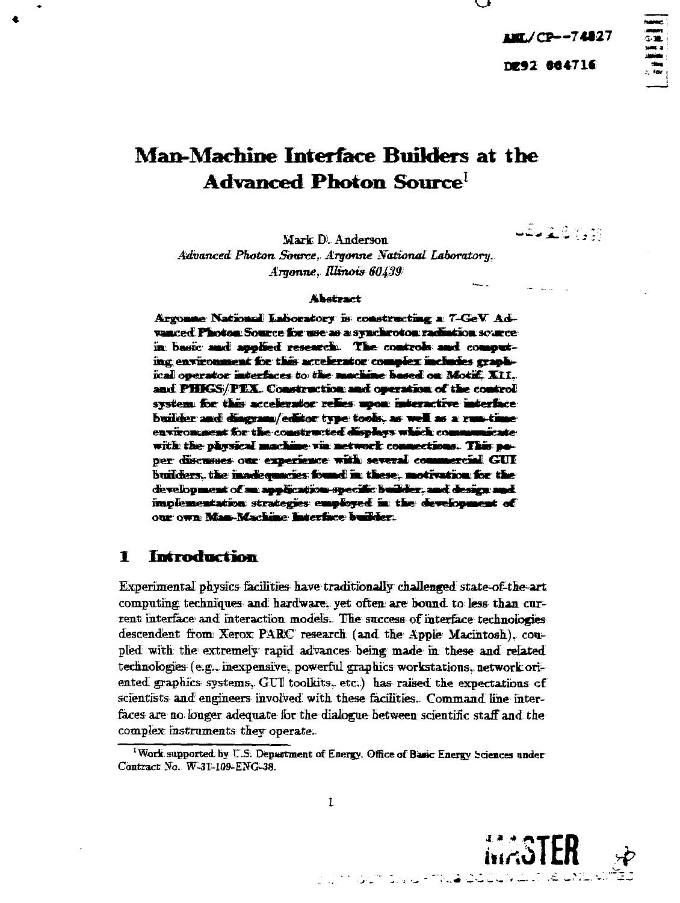ANL/CP--74827

DE92 004716

# Man-Machine Interface Builders at the Advanced Photon Source[1]

Mark D. Anderson

*Advanced Photon Source, Argonne National Laboratory, Argonne, Illinois 60439*

**Abstract**

**Argonne National Laboratory is constructing a 7-GeV Advanced Photon Source for use as a synchrotron radiation source in basic and applied research. The controls and computing environment for this accelerator complex includes graphical operator interfaces to the machine based on Motif, X11, and PHIGS/PEX. Construction and operation of the control system for this accelerator relies upon interactive interface builder and diagram/editor type tools, as well as a run-time environment for the constructed displays which communicate with the physical machine via network connections. This paper discusses our experience with several commercial GUI builders, the inadequacies found in these, motivation for the development of an application-specific builder, and design and implementation strategies employed in the development of our own Man-Machine Interface builder.**

## 1 Introduction

Experimental physics facilities have traditionally challenged state-of-the-art computing techniques and hardware, yet often are bound to less than current interface and interaction models. The success of interface technologies descendent from Xerox PARC research (and the Apple Macintosh), coupled with the extremely rapid advances being made in these and related technologies (e.g., inexpensive, powerful graphics workstations, network oriented graphics systems, GUI toolkits, etc.) has raised the expectations of scientists and engineers involved with these facilities. Command line interfaces are no longer adequate for the dialogue between scientific staff and the complex instruments they operate.

[1] Work supported by U.S. Department of Energy, Office of Basic Energy Sciences under Contract No. W-31-109-ENG-38.

MASTER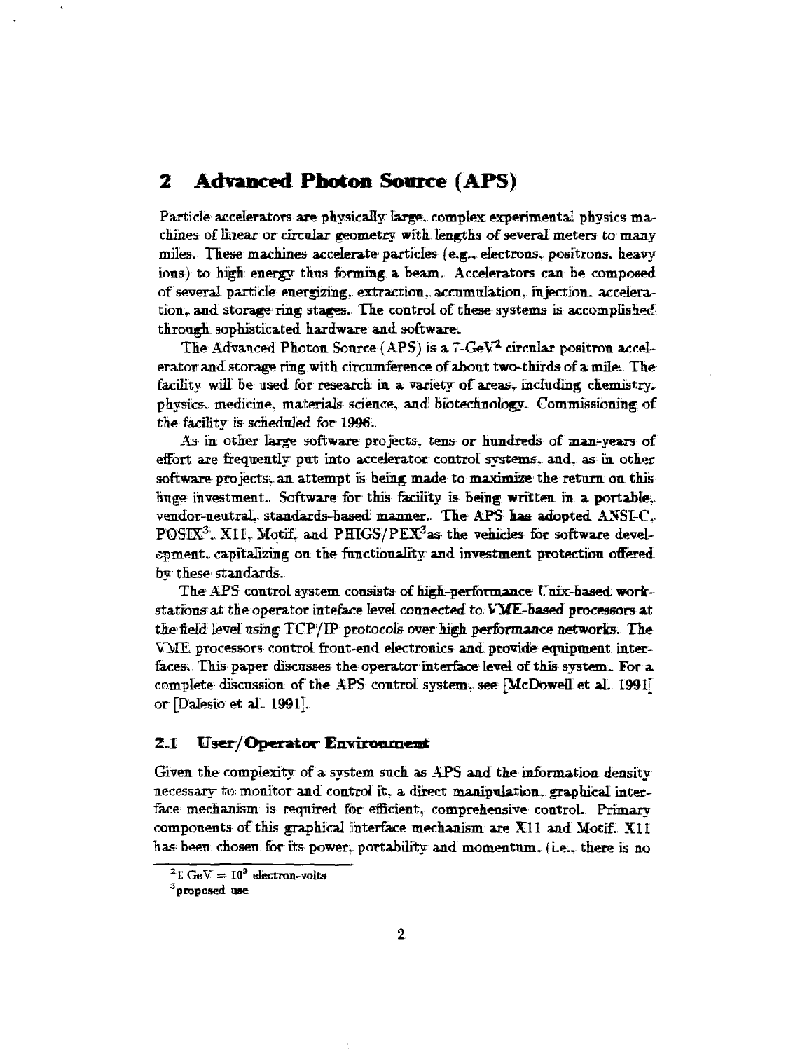## 2 Advanced Photon Source (APS)

Particle accelerators are physically large, complex experimental physics machines of linear or circular geometry with lengths of several meters to many miles. These machines accelerate particles (e.g., electrons, positrons, heavy ions) to high energy thus forming a beam. Accelerators can be composed of several particle energizing, extraction, accumulation, injection, acceleration, and storage ring stages. The control of these systems is accomplished through sophisticated hardware and software.

The Advanced Photon Source (APS) is a 7-GeV[2] circular positron accelerator and storage ring with circumference of about two-thirds of a mile. The facility will be used for research in a variety of areas, including chemistry, physics, medicine, materials science, and biotechnology. Commissioning of the facility is scheduled for 1996.

As in other large software projects, tens or hundreds of man-years of effort are frequently put into accelerator control systems, and, as in other software projects, an attempt is being made to maximize the return on this huge investment. Software for this facility is being written in a portable, vendor-neutral, standards-based manner. The APS has adopted ANSI-C, POSIX[3], X11, Motif, and PHIGS/PEX[3] as the vehicles for software development, capitalizing on the functionality and investment protection offered by these standards.

The APS control system consists of high-performance Unix-based workstations at the operator inteface level connected to VME-based processors at the field level using TCP/IP protocols over high performance networks. The VME processors control front-end electronics and provide equipment interfaces. This paper discusses the operator interface level of this system. For a complete discussion of the APS control system, see [McDowell et al. 1991] or [Dalesio et al. 1991].

### 2.1 User/Operator Environment

Given the complexity of a system such as APS and the information density necessary to monitor and control it, a direct manipulation, graphical interface mechanism is required for efficient, comprehensive control. Primary components of this graphical interface mechanism are X11 and Motif. X11 has been chosen for its power, portability and momentum. (i.e., there is no

---

[2] 1 GeV $= 10^9$ electron-volts

[3] proposed use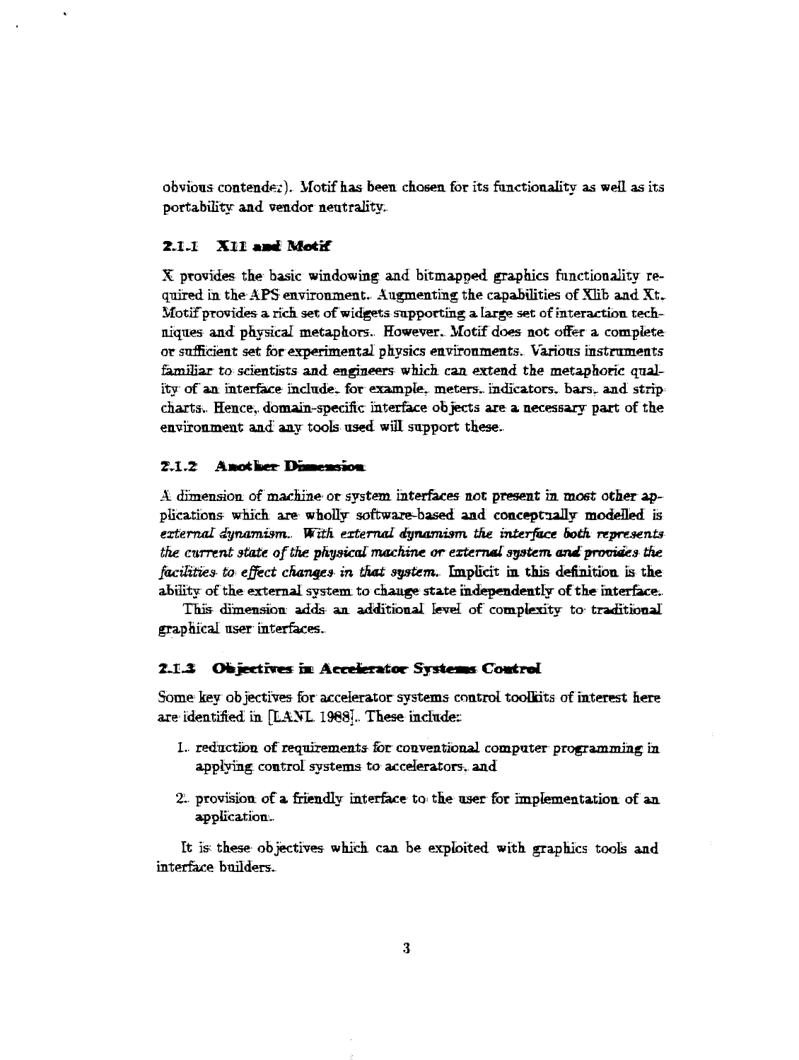obvious contender). Motif has been chosen for its functionality as well as its portability and vendor neutrality.

### 2.1.1 X11 and Motif

X provides the basic windowing and bitmapped graphics functionality required in the APS environment. Augmenting the capabilities of Xlib and Xt, Motif provides a rich set of widgets supporting a large set of interaction techniques and physical metaphors. However, Motif does not offer a complete or sufficient set for experimental physics environments. Various instruments familiar to scientists and engineers which can extend the metaphoric quality of an interface include, for example, meters, indicators, bars, and strip charts. Hence, domain-specific interface objects are a necessary part of the environment and any tools used will support these.

### 2.1.2 Another Dimension

A dimension of machine or system interfaces not present in most other applications which are wholly software-based and conceptually modelled is *external dynamism*. *With external dynamism the interface both represents the current state of the physical machine or external system and provides the facilities to effect changes in that system.* Implicit in this definition is the ability of the external system to change state independently of the interface.

This dimension adds an additional level of complexity to traditional graphical user interfaces.

### 2.1.3 Objectives in Accelerator Systems Control

Some key objectives for accelerator systems control toolkits of interest here are identified in [LANL 1988]. These include:

1. reduction of requirements for conventional computer programming in applying control systems to accelerators, and
2. provision of a friendly interface to the user for implementation of an application.

It is these objectives which can be exploited with graphics tools and interface builders.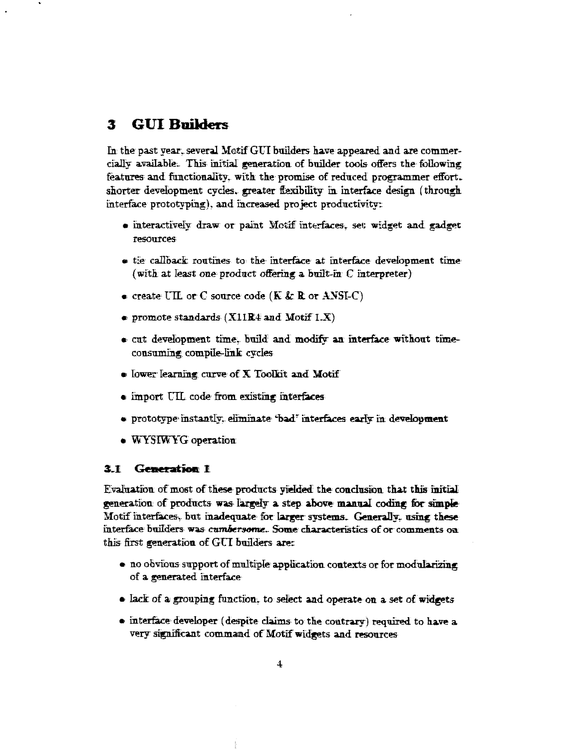# 3 GUI Builders

In the past year, several Motif GUI builders have appeared and are commercially available. This initial generation of builder tools offers the following features and functionality, with the promise of reduced programmer effort, shorter development cycles, greater flexibility in interface design (through interface prototyping), and increased project productivity:

- interactively draw or paint Motif interfaces, set widget and gadget resources
- tie callback routines to the interface at interface development time (with at least one product offering a built-in C interpreter)
- create UIL or C source code (K & R or ANSI-C)
- promote standards (X11R4 and Motif 1.X)
- cut development time, build and modify an interface without time-consuming compile-link cycles
- lower learning curve of X Toolkit and Motif
- import UIL code from existing interfaces
- prototype instantly, eliminate "bad" interfaces early in development
- WYSIWYG operation

## 3.1 Generation 1

Evaluation of most of these products yielded the conclusion that this initial generation of products was largely a step above manual coding for simple Motif interfaces, but inadequate for larger systems. Generally, using these interface builders was *cumbersome*. Some characteristics of or comments on this first generation of GUI builders are:

- no obvious support of multiple application contexts or for modularizing of a generated interface
- lack of a grouping function, to select and operate on a set of widgets
- interface developer (despite claims to the contrary) required to have a very significant command of Motif widgets and resources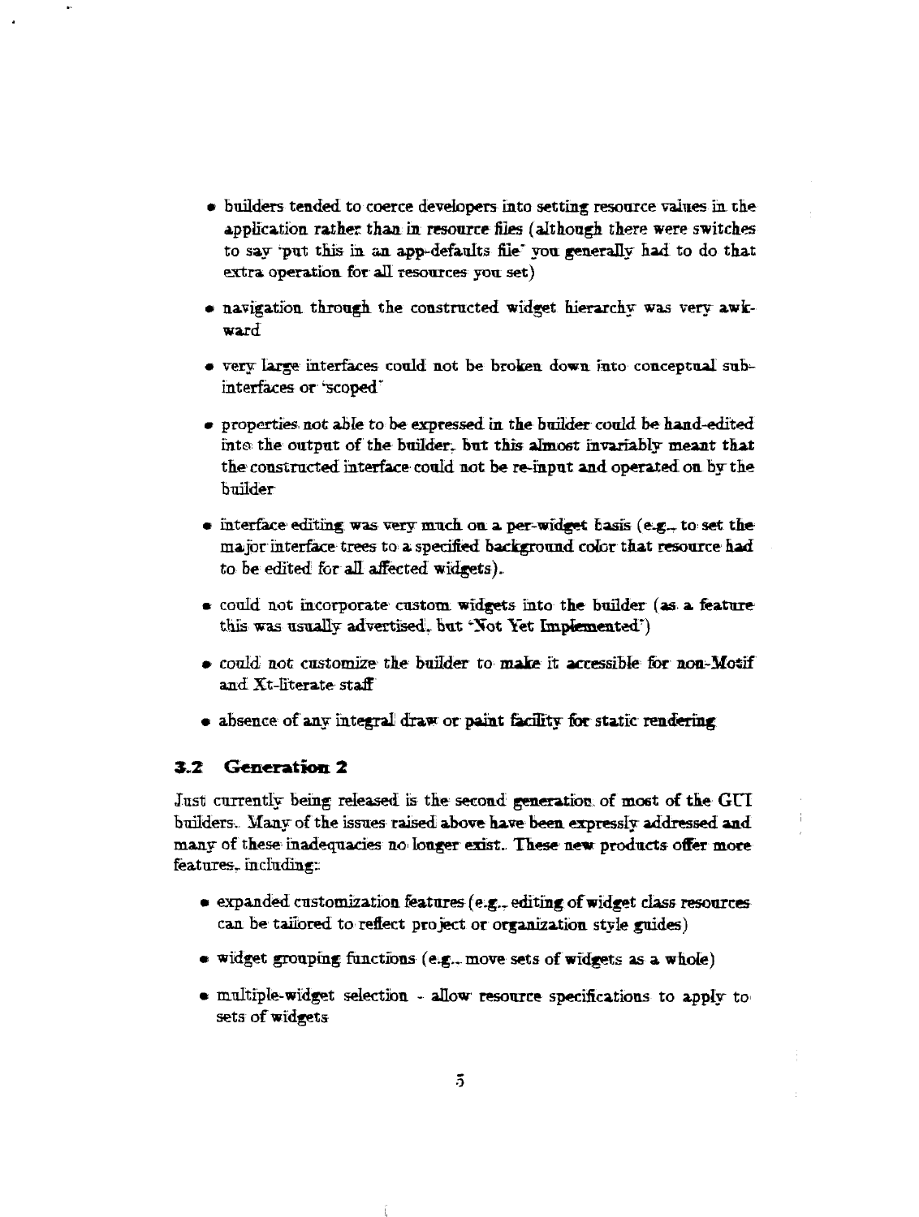- builders tended to coerce developers into setting resource values in the application rather than in resource files (although there were switches to say 'put this in an app-defaults file' you generally had to do that extra operation for all resources you set)

- navigation through the constructed widget hierarchy was very awkward

- very large interfaces could not be broken down into conceptual sub-interfaces or 'scoped'

- properties not able to be expressed in the builder could be hand-edited into the output of the builder, but this almost invariably meant that the constructed interface could not be re-input and operated on by the builder

- interface editing was very much on a per-widget basis (e.g., to set the major interface trees to a specified background color that resource had to be edited for all affected widgets).

- could not incorporate custom widgets into the builder (as a feature this was usually advertised, but 'Not Yet Implemented')

- could not customize the builder to make it accessible for non-Motif and Xt-literate staff

- absence of any integral draw or paint facility for static rendering

### 3.2 Generation 2

Just currently being released is the second generation of most of the GUI builders. Many of the issues raised above have been expressly addressed and many of these inadequacies no longer exist. These new products offer more features, including:

- expanded customization features (e.g., editing of widget class resources can be tailored to reflect project or organization style guides)

- widget grouping functions (e.g., move sets of widgets as a whole)

- multiple-widget selection - allow resource specifications to apply to sets of widgets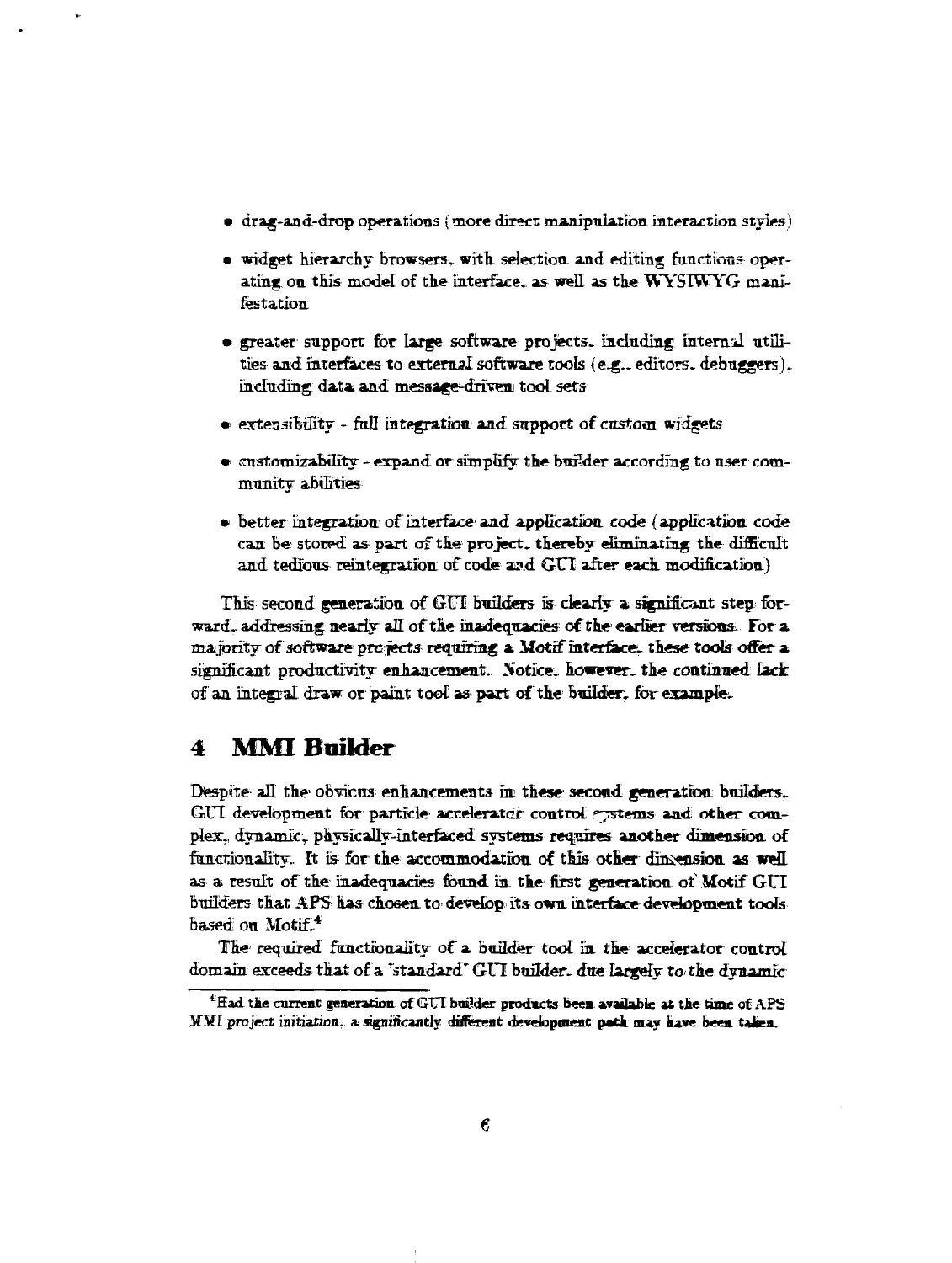- drag-and-drop operations (more direct manipulation interaction styles)
- widget hierarchy browsers, with selection and editing functions operating on this model of the interface, as well as the WYSIWYG manifestation
- greater support for large software projects, including internal utilities and interfaces to external software tools (e.g., editors, debuggers), including data and message-driven tool sets
- extensibility - full integration and support of custom widgets
- customizability - expand or simplify the builder according to user community abilities
- better integration of interface and application code (application code can be stored as part of the project, thereby eliminating the difficult and tedious reintegration of code and GUI after each modification)

This second generation of GUI builders is clearly a significant step forward, addressing nearly all of the inadequacies of the earlier versions. For a majority of software projects requiring a Motif interface, these tools offer a significant productivity enhancement. Notice, however, the continued lack of an integral draw or paint tool as part of the builder, for example.

## 4 MMI Builder

Despite all the obvious enhancements in these second generation builders, GUI development for particle accelerator control systems and other complex, dynamic, physically-interfaced systems requires another dimension of functionality. It is for the accommodation of this other dimension as well as a result of the inadequacies found in the first generation of Motif GUI builders that APS has chosen to develop its own interface development tools based on Motif.[4]

The required functionality of a builder tool in the accelerator control domain exceeds that of a "standard" GUI builder, due largely to the dynamic

[4] Had the current generation of GUI builder products been available at the time of APS MMI project initiation, a significantly different development path may have been taken.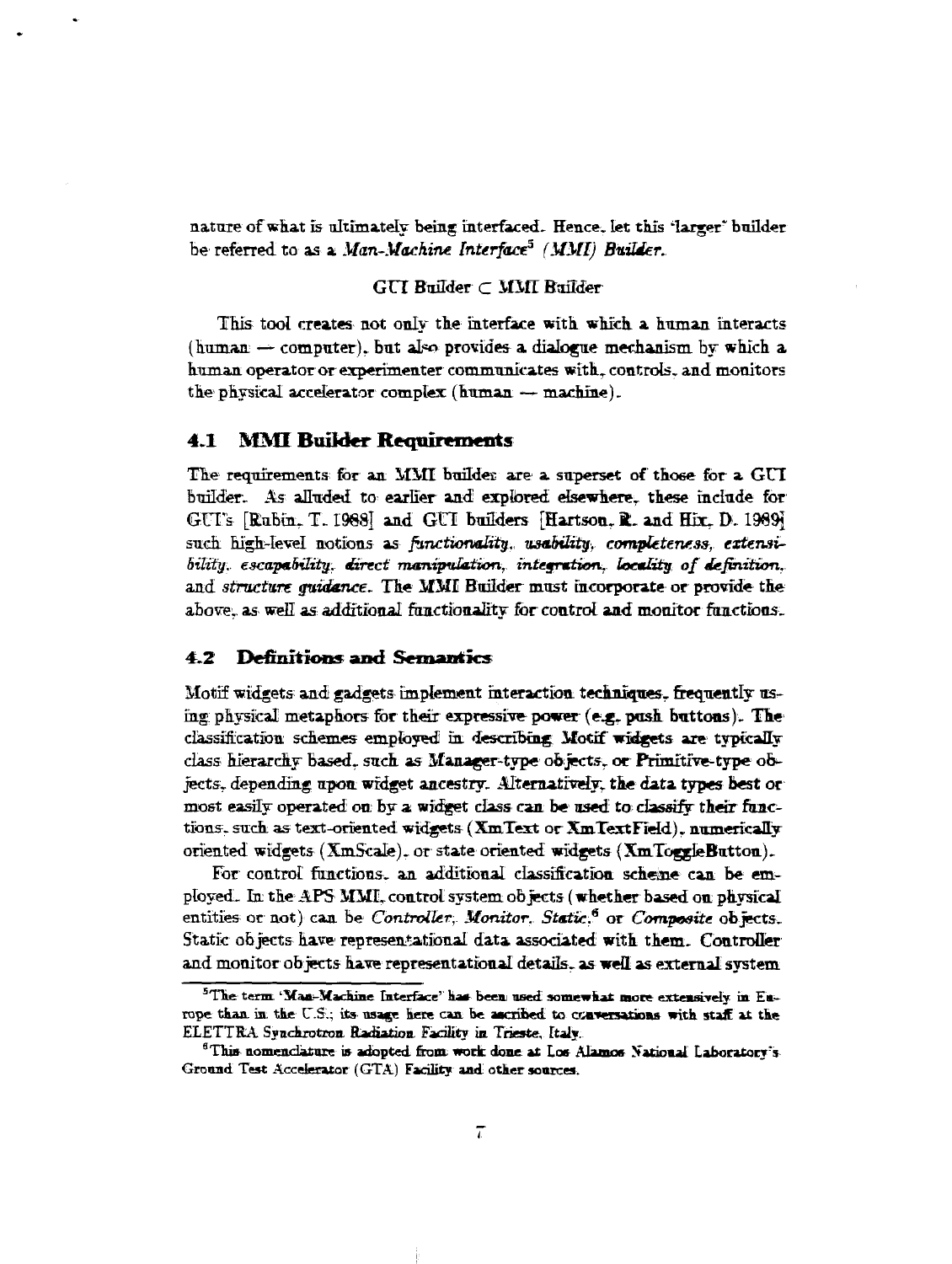nature of what is ultimately being interfaced. Hence, let this "larger" builder be referred to as a *Man-Machine Interface*[5] *(MMI) Builder*.

$$\text{GUI Builder} \subset \text{MMI Builder}$$

This tool creates not only the interface with which a human interacts (human — computer), but also provides a dialogue mechanism by which a human operator or experimenter communicates with, controls, and monitors the physical accelerator complex (human — machine).

### 4.1 MMI Builder Requirements

The requirements for an MMI builder are a superset of those for a GUI builder. As alluded to earlier and explored elsewhere, these include for GUI's [Rubin, T. 1988] and GUI builders [Hartson, R. and Hix, D. 1989] such high-level notions as *functionality, usability, completeness, extensibility, escapability, direct manipulation, integration, locality of definition,* and *structure guidance*. The MMI Builder must incorporate or provide the above, as well as additional functionality for control and monitor functions.

### 4.2 Definitions and Semantics

Motif widgets and gadgets implement interaction techniques, frequently using physical metaphors for their expressive power (e.g. push buttons). The classification schemes employed in describing Motif widgets are typically class hierarchy based, such as Manager-type objects, or Primitive-type objects, depending upon widget ancestry. Alternatively, the data types best or most easily operated on by a widget class can be used to classify their functions, such as text-oriented widgets (XmText or XmTextField), numerically oriented widgets (XmScale), or state oriented widgets (XmToggleButton).

For control functions, an additional classification scheme can be employed. In the APS MMI, control system objects (whether based on physical entities or not) can be *Controller*, *Monitor*, *Static*,[6] or *Composite* objects. Static objects have representational data associated with them. Controller and monitor objects have representational details, as well as external system

---

[5] The term 'Man-Machine Interface' has been used somewhat more extensively in Europe than in the U.S.; its usage here can be ascribed to conversations with staff at the ELETTRA Synchrotron Radiation Facility in Trieste, Italy.

[6] This nomenclature is adopted from work done at Los Alamos National Laboratory's Ground Test Accelerator (GTA) Facility and other sources.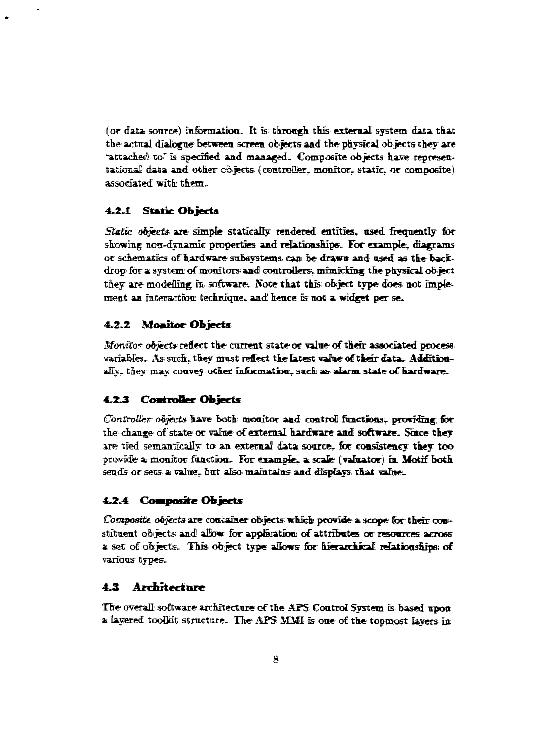(or data source) information. It is through this external system data that the actual dialogue between screen objects and the physical objects they are "attached to" is specified and managed. Composite objects have representational data and other objects (controller, monitor, static, or composite) associated with them.

### 4.2.1 Static Objects

*Static objects* are simple statically rendered entities, used frequently for showing non-dynamic properties and relationships. For example, diagrams or schematics of hardware subsystems can be drawn and used as the backdrop for a system of monitors and controllers, mimicking the physical object they are modelling in software. Note that this object type does not implement an interaction technique, and hence is not a widget per se.

### 4.2.2 Monitor Objects

*Monitor objects* reflect the current state or value of their associated process variables. As such, they must reflect the latest value of their data. Additionally, they may convey other information, such as alarm state of hardware.

### 4.2.3 Controller Objects

*Controller objects* have both monitor and control functions, providing for the change of state or value of external hardware and software. Since they are tied semantically to an external data source, for consistency they too provide a monitor function. For example, a scale (valuator) in Motif both sends or sets a value, but also maintains and displays that value.

### 4.2.4 Composite Objects

*Composite objects* are container objects which provide a scope for their constituent objects and allow for application of attributes or resources across a set of objects. This object type allows for hierarchical relationships of various types.

## 4.3 Architecture

The overall software architecture of the APS Control System is based upon a layered toolkit structure. The APS MMI is one of the topmost layers in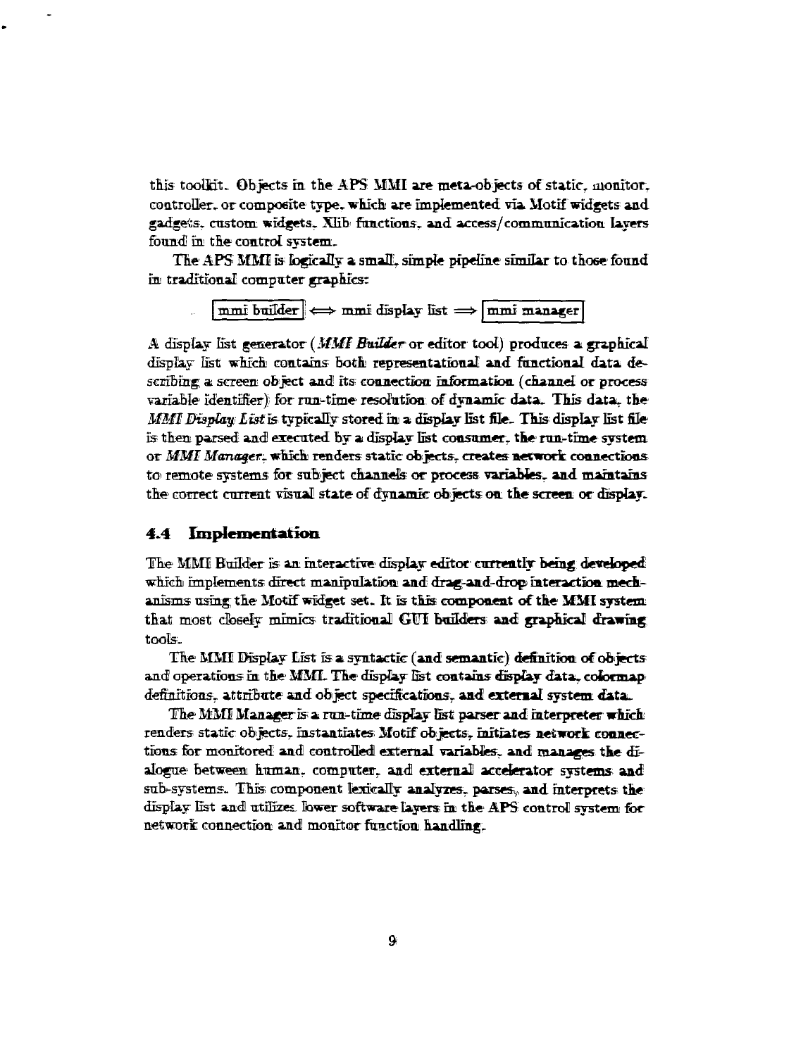this toolkit. Objects in the APS MMI are meta-objects of static, monitor, controller, or composite type, which are implemented via Motif widgets and gadgets, custom widgets, Xlib functions, and access/communication layers found in the control system.

The APS MMI is logically a small, simple pipeline similar to those found in traditional computer graphics:

$$\boxed{\text{mmi builder}} \Longleftrightarrow \text{mmi display list} \Longrightarrow \boxed{\text{mmi manager}}$$

A display list generator (*MMI Builder* or editor tool) produces a graphical display list which contains both representational and functional data describing a screen object and its connection information (channel or process variable identifier) for run-time resolution of dynamic data. This data, the *MMI Display List* is typically stored in a display list file. This display list file is then parsed and executed by a display list consumer, the run-time system or *MMI Manager*, which renders static objects, creates network connections to remote systems for subject channels or process variables, and maintains the correct current visual state of dynamic objects on the screen or display.

### 4.4 Implementation

The MMI Builder is an interactive display editor currently being developed which implements direct manipulation and drag-and-drop interaction mechanisms using the Motif widget set. It is this component of the MMI system that most closely mimics traditional GUI builders and graphical drawing tools.

The MMI Display List is a syntactic (and semantic) definition of objects and operations in the MMI. The display list contains display data, colormap definitions, attribute and object specifications, and external system data.

The MMI Manager is a run-time display list parser and interpreter which renders static objects, instantiates Motif objects, initiates network connections for monitored and controlled external variables, and manages the dialogue between human, computer, and external accelerator systems and sub-systems. This component lexically analyzes, parses, and interprets the display list and utilizes lower software layers in the APS control system for network connection and monitor function handling.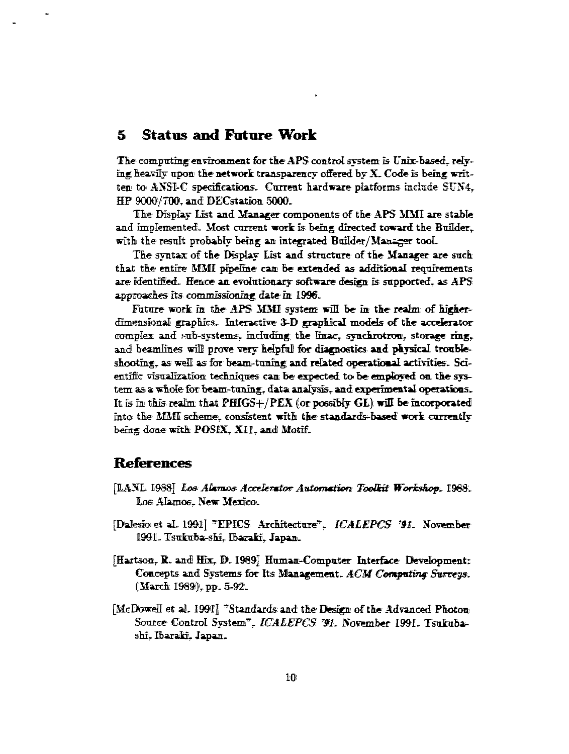## 5 Status and Future Work

The computing environment for the APS control system is Unix-based, relying heavily upon the network transparency offered by X. Code is being written to ANSI-C specifications. Current hardware platforms include SUN4, HP 9000/700, and DECstation 5000.

The Display List and Manager components of the APS MMI are stable and implemented. Most current work is being directed toward the Builder, with the result probably being an integrated Builder/Manager tool.

The syntax of the Display List and structure of the Manager are such that the entire MMI pipeline can be extended as additional requirements are identified. Hence an evolutionary software design is supported, as APS approaches its commissioning date in 1996.

Future work in the APS MMI system will be in the realm of higher-dimensional graphics. Interactive 3-D graphical models of the accelerator complex and sub-systems, including the linac, synchrotron, storage ring, and beamlines will prove very helpful for diagnostics and physical troubleshooting, as well as for beam-tuning and related operational activities. Scientific visualization techniques can be expected to be employed on the system as a whole for beam-tuning, data analysis, and experimental operations. It is in this realm that PHIGS+/PEX (or possibly GL) will be incorporated into the MMI scheme, consistent with the standards-based work currently being done with POSIX, X11, and Motif.

## References

[LANL 1988] *Los Alamos Accelerator Automation Toolkit Workshop*. 1988. Los Alamos, New Mexico.

[Dalesio et al. 1991] "EPICS Architecture", *ICALEPCS '91*. November 1991. Tsukuba-shi, Ibaraki, Japan.

[Hartson, R. and Hix, D. 1989] Human-Computer Interface Development: Concepts and Systems for Its Management. *ACM Computing Surveys*. (March 1989), pp. 5-92.

[McDowell et al. 1991] "Standards and the Design of the Advanced Photon Source Control System", *ICALEPCS '91*. November 1991. Tsukuba-shi, Ibaraki, Japan.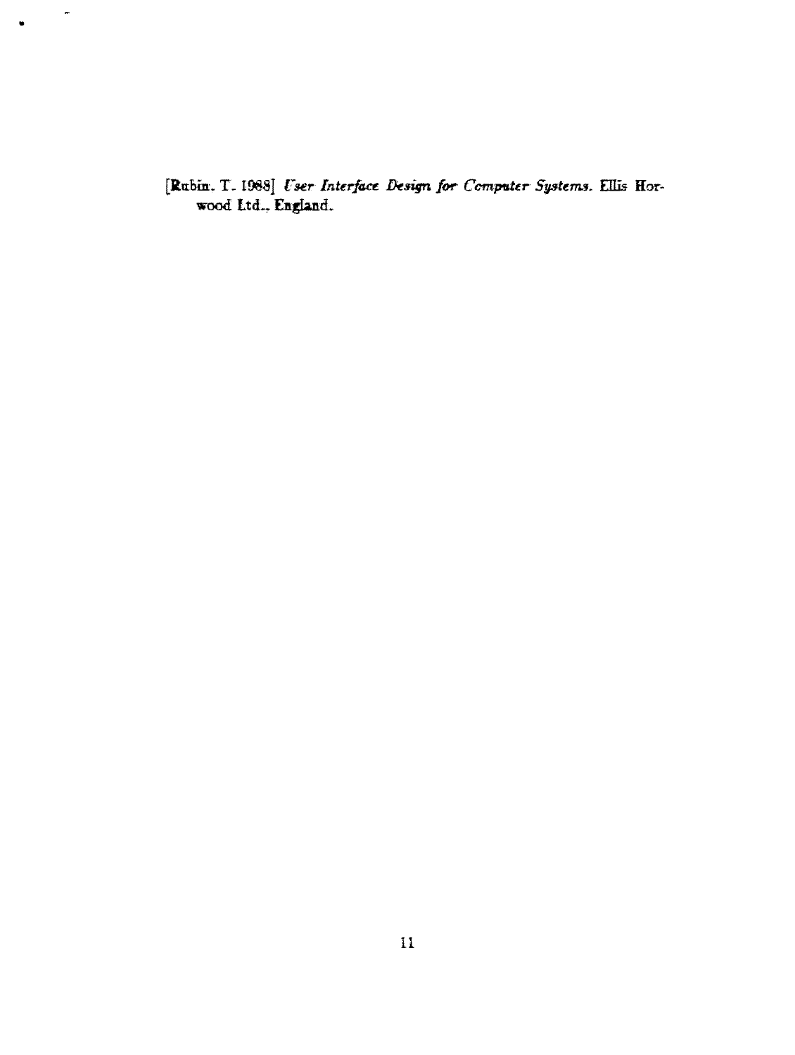[Rubin, T. 1988] *User Interface Design for Computer Systems.* Ellis Horwood Ltd., England.